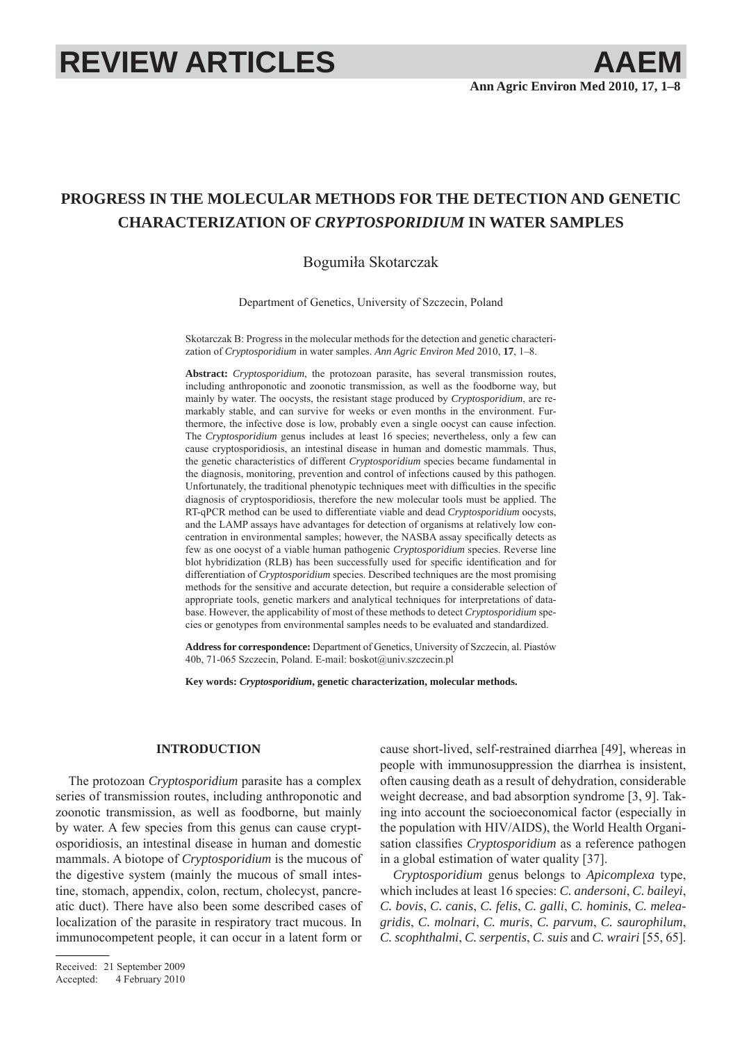REVIEW ARTICLES

# PROGRESS IN THE MOLECULAR METHODS FOR THE DETECTION AND GENETIC CHARACTERIZATION OF *CRYPTOSPORIDIUM* IN WATER SAMPLES

Bogumiła Skotarczak

Department of Genetics, University of Szczecin, Poland

Skotarczak B: Progress in the molecular methods for the detection and genetic characterization of *Cryptosporidium* in water samples. *Ann Agric Environ Med* 2010, **17**, 1–8.

**Abstract:** *Cryptosporidium*, the protozoan parasite, has several transmission routes, including anthroponotic and zoonotic transmission, as well as the foodborne way, but mainly by water. The oocysts, the resistant stage produced by *Cryptosporidium*, are remarkably stable, and can survive for weeks or even months in the environment. Furthermore, the infective dose is low, probably even a single oocyst can cause infection. The *Cryptosporidium* genus includes at least 16 species; nevertheless, only a few can cause cryptosporidiosis, an intestinal disease in human and domestic mammals. Thus, the genetic characteristics of different *Cryptosporidium* species became fundamental in the diagnosis, monitoring, prevention and control of infections caused by this pathogen. Unfortunately, the traditional phenotypic techniques meet with difficulties in the specific diagnosis of cryptosporidiosis, therefore the new molecular tools must be applied. The RT-qPCR method can be used to differentiate viable and dead *Cryptosporidium* oocysts, and the LAMP assays have advantages for detection of organisms at relatively low concentration in environmental samples; however, the NASBA assay specifically detects as few as one oocyst of a viable human pathogenic *Cryptosporidium* species. Reverse line blot hybridization (RLB) has been successfully used for specific identification and for differentiation of *Cryptosporidium* species. Described techniques are the most promising methods for the sensitive and accurate detection, but require a considerable selection of appropriate tools, genetic markers and analytical techniques for interpretations of database. However, the applicability of most of these methods to detect *Cryptosporidium* species or genotypes from environmental samples needs to be evaluated and standardized.

**Address for correspondence:** Department of Genetics, University of Szczecin, al. Piastów 40b, 71-065 Szczecin, Poland. E-mail: boskot@univ.szczecin.pl

**Key words:** ***Cryptosporidium*, genetic characterization, molecular methods.**

## INTRODUCTION

The protozoan *Cryptosporidium* parasite has a complex series of transmission routes, including anthroponotic and zoonotic transmission, as well as foodborne, but mainly by water. A few species from this genus can cause cryptosporidiosis, an intestinal disease in human and domestic mammals. A biotope of *Cryptosporidium* is the mucous of the digestive system (mainly the mucous of small intestine, stomach, appendix, colon, rectum, cholecyst, pancreatic duct). There have also been some described cases of localization of the parasite in respiratory tract mucous. In immunocompetent people, it can occur in a latent form or cause short-lived, self-restrained diarrhea [49], whereas in people with immunosuppression the diarrhea is insistent, often causing death as a result of dehydration, considerable weight decrease, and bad absorption syndrome [3, 9]. Taking into account the socioeconomical factor (especially in the population with HIV/AIDS), the World Health Organisation classifies *Cryptosporidium* as a reference pathogen in a global estimation of water quality [37].

*Cryptosporidium* genus belongs to *Apicomplexa* type, which includes at least 16 species: *C. andersoni*, *C. baileyi*, *C. bovis*, *C. canis*, *C. felis*, *C. galli*, *C. hominis*, *C. meleagridis*, *C. molnari*, *C. muris*, *C. parvum*, *C. saurophilum*, *C. scophthalmi*, *C. serpentis*, *C. suis* and *C. wrairi* [55, 65].

Received: 21 September 2009
Accepted: 4 February 2010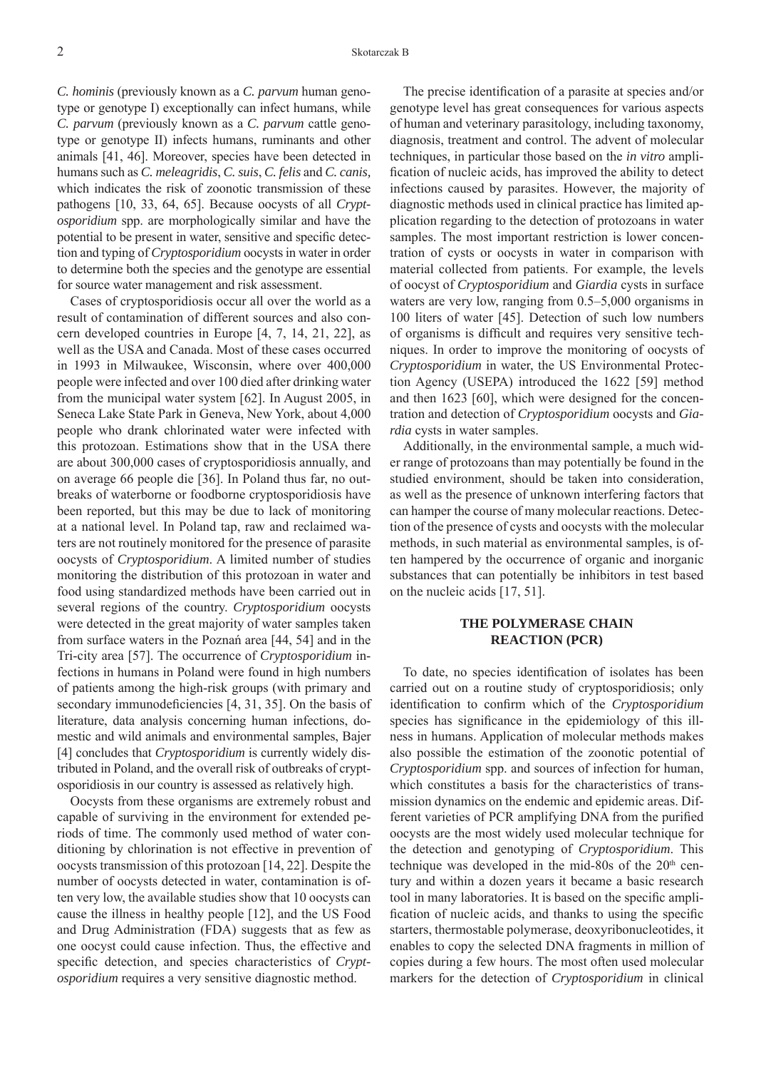*C. hominis* (previously known as a *C. parvum* human genotype or genotype I) exceptionally can infect humans, while *C. parvum* (previously known as a *C. parvum* cattle genotype or genotype II) infects humans, ruminants and other animals [41, 46]. Moreover, species have been detected in humans such as *C. meleagridis*, *C. suis*, *C. felis* and *C. canis*, which indicates the risk of zoonotic transmission of these pathogens [10, 33, 64, 65]. Because oocysts of all *Cryptosporidium* spp. are morphologically similar and have the potential to be present in water, sensitive and specific detection and typing of *Cryptosporidium* oocysts in water in order to determine both the species and the genotype are essential for source water management and risk assessment.

Cases of cryptosporidiosis occur all over the world as a result of contamination of different sources and also concern developed countries in Europe [4, 7, 14, 21, 22], as well as the USA and Canada. Most of these cases occurred in 1993 in Milwaukee, Wisconsin, where over 400,000 people were infected and over 100 died after drinking water from the municipal water system [62]. In August 2005, in Seneca Lake State Park in Geneva, New York, about 4,000 people who drank chlorinated water were infected with this protozoan. Estimations show that in the USA there are about 300,000 cases of cryptosporidiosis annually, and on average 66 people die [36]. In Poland thus far, no outbreaks of waterborne or foodborne cryptosporidiosis have been reported, but this may be due to lack of monitoring at a national level. In Poland tap, raw and reclaimed waters are not routinely monitored for the presence of parasite oocysts of *Cryptosporidium*. A limited number of studies monitoring the distribution of this protozoan in water and food using standardized methods have been carried out in several regions of the country. *Cryptosporidium* oocysts were detected in the great majority of water samples taken from surface waters in the Poznań area [44, 54] and in the Tri-city area [57]. The occurrence of *Cryptosporidium* infections in humans in Poland were found in high numbers of patients among the high-risk groups (with primary and secondary immunodeficiencies [4, 31, 35]. On the basis of literature, data analysis concerning human infections, domestic and wild animals and environmental samples, Bajer [4] concludes that *Cryptosporidium* is currently widely distributed in Poland, and the overall risk of outbreaks of cryptosporidiosis in our country is assessed as relatively high.

Oocysts from these organisms are extremely robust and capable of surviving in the environment for extended periods of time. The commonly used method of water conditioning by chlorination is not effective in prevention of oocysts transmission of this protozoan [14, 22]. Despite the number of oocysts detected in water, contamination is often very low, the available studies show that 10 oocysts can cause the illness in healthy people [12], and the US Food and Drug Administration (FDA) suggests that as few as one oocyst could cause infection. Thus, the effective and specific detection, and species characteristics of *Cryptosporidium* requires a very sensitive diagnostic method.

The precise identification of a parasite at species and/or genotype level has great consequences for various aspects of human and veterinary parasitology, including taxonomy, diagnosis, treatment and control. The advent of molecular techniques, in particular those based on the *in vitro* amplification of nucleic acids, has improved the ability to detect infections caused by parasites. However, the majority of diagnostic methods used in clinical practice has limited application regarding to the detection of protozoans in water samples. The most important restriction is lower concentration of cysts or oocysts in water in comparison with material collected from patients. For example, the levels of oocyst of *Cryptosporidium* and *Giardia* cysts in surface waters are very low, ranging from 0.5–5,000 organisms in 100 liters of water [45]. Detection of such low numbers of organisms is difficult and requires very sensitive techniques. In order to improve the monitoring of oocysts of *Cryptosporidium* in water, the US Environmental Protection Agency (USEPA) introduced the 1622 [59] method and then 1623 [60], which were designed for the concentration and detection of *Cryptosporidium* oocysts and *Giardia* cysts in water samples.

Additionally, in the environmental sample, a much wider range of protozoans than may potentially be found in the studied environment, should be taken into consideration, as well as the presence of unknown interfering factors that can hamper the course of many molecular reactions. Detection of the presence of cysts and oocysts with the molecular methods, in such material as environmental samples, is often hampered by the occurrence of organic and inorganic substances that can potentially be inhibitors in test based on the nucleic acids [17, 51].

## THE POLYMERASE CHAIN REACTION (PCR)

To date, no species identification of isolates has been carried out on a routine study of cryptosporidiosis; only identification to confirm which of the *Cryptosporidium* species has significance in the epidemiology of this illness in humans. Application of molecular methods makes also possible the estimation of the zoonotic potential of *Cryptosporidium* spp. and sources of infection for human, which constitutes a basis for the characteristics of transmission dynamics on the endemic and epidemic areas. Different varieties of PCR amplifying DNA from the purified oocysts are the most widely used molecular technique for the detection and genotyping of *Cryptosporidium*. This technique was developed in the mid-80s of the 20th century and within a dozen years it became a basic research tool in many laboratories. It is based on the specific amplification of nucleic acids, and thanks to using the specific starters, thermostable polymerase, deoxyribonucleotides, it enables to copy the selected DNA fragments in million of copies during a few hours. The most often used molecular markers for the detection of *Cryptosporidium* in clinical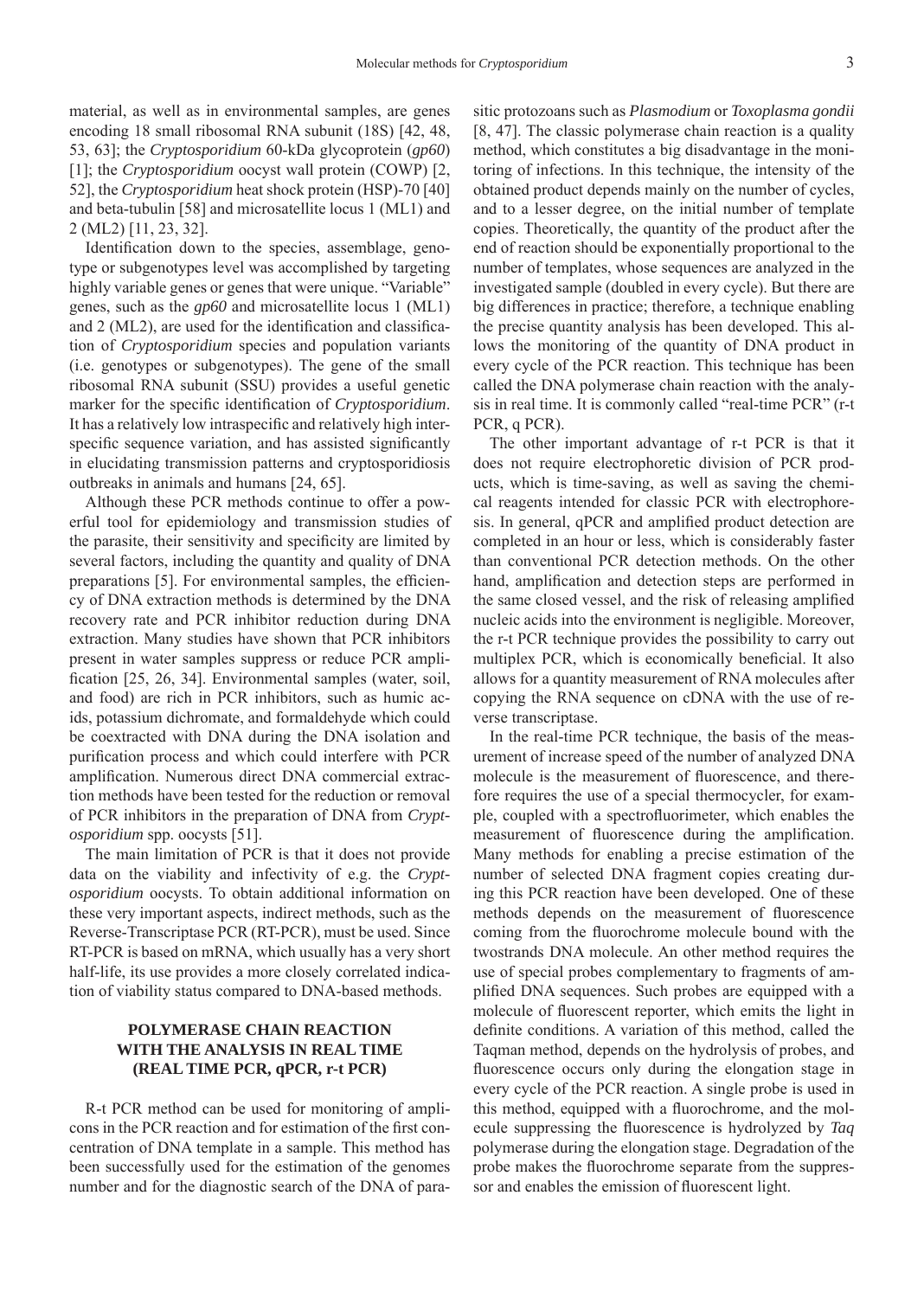material, as well as in environmental samples, are genes encoding 18 small ribosomal RNA subunit (18S) [42, 48, 53, 63]; the *Cryptosporidium* 60-kDa glycoprotein (*gp60*) [1]; the *Cryptosporidium* oocyst wall protein (COWP) [2, 52], the *Cryptosporidium* heat shock protein (HSP)-70 [40] and beta-tubulin [58] and microsatellite locus 1 (ML1) and 2 (ML2) [11, 23, 32].

Identification down to the species, assemblage, genotype or subgenotypes level was accomplished by targeting highly variable genes or genes that were unique. "Variable" genes, such as the *gp60* and microsatellite locus 1 (ML1) and 2 (ML2), are used for the identification and classification of *Cryptosporidium* species and population variants (i.e. genotypes or subgenotypes). The gene of the small ribosomal RNA subunit (SSU) provides a useful genetic marker for the specific identification of *Cryptosporidium*. It has a relatively low intraspecific and relatively high interspecific sequence variation, and has assisted significantly in elucidating transmission patterns and cryptosporidiosis outbreaks in animals and humans [24, 65].

Although these PCR methods continue to offer a powerful tool for epidemiology and transmission studies of the parasite, their sensitivity and specificity are limited by several factors, including the quantity and quality of DNA preparations [5]. For environmental samples, the efficiency of DNA extraction methods is determined by the DNA recovery rate and PCR inhibitor reduction during DNA extraction. Many studies have shown that PCR inhibitors present in water samples suppress or reduce PCR amplification [25, 26, 34]. Environmental samples (water, soil, and food) are rich in PCR inhibitors, such as humic acids, potassium dichromate, and formaldehyde which could be coextracted with DNA during the DNA isolation and purification process and which could interfere with PCR amplification. Numerous direct DNA commercial extraction methods have been tested for the reduction or removal of PCR inhibitors in the preparation of DNA from *Cryptosporidium* spp. oocysts [51].

The main limitation of PCR is that it does not provide data on the viability and infectivity of e.g. the *Cryptosporidium* oocysts. To obtain additional information on these very important aspects, indirect methods, such as the Reverse-Transcriptase PCR (RT-PCR), must be used. Since RT-PCR is based on mRNA, which usually has a very short half-life, its use provides a more closely correlated indication of viability status compared to DNA-based methods.

## POLYMERASE CHAIN REACTION WITH THE ANALYSIS IN REAL TIME (REAL TIME PCR, qPCR, r-t PCR)

R-t PCR method can be used for monitoring of amplicons in the PCR reaction and for estimation of the first concentration of DNA template in a sample. This method has been successfully used for the estimation of the genomes number and for the diagnostic search of the DNA of parasitic protozoans such as *Plasmodium* or *Toxoplasma gondii* [8, 47]. The classic polymerase chain reaction is a quality method, which constitutes a big disadvantage in the monitoring of infections. In this technique, the intensity of the obtained product depends mainly on the number of cycles, and to a lesser degree, on the initial number of template copies. Theoretically, the quantity of the product after the end of reaction should be exponentially proportional to the number of templates, whose sequences are analyzed in the investigated sample (doubled in every cycle). But there are big differences in practice; therefore, a technique enabling the precise quantity analysis has been developed. This allows the monitoring of the quantity of DNA product in every cycle of the PCR reaction. This technique has been called the DNA polymerase chain reaction with the analysis in real time. It is commonly called "real-time PCR" (r-t PCR, q PCR).

The other important advantage of r-t PCR is that it does not require electrophoretic division of PCR products, which is time-saving, as well as saving the chemical reagents intended for classic PCR with electrophoresis. In general, qPCR and amplified product detection are completed in an hour or less, which is considerably faster than conventional PCR detection methods. On the other hand, amplification and detection steps are performed in the same closed vessel, and the risk of releasing amplified nucleic acids into the environment is negligible. Moreover, the r-t PCR technique provides the possibility to carry out multiplex PCR, which is economically beneficial. It also allows for a quantity measurement of RNA molecules after copying the RNA sequence on cDNA with the use of reverse transcriptase.

In the real-time PCR technique, the basis of the measurement of increase speed of the number of analyzed DNA molecule is the measurement of fluorescence, and therefore requires the use of a special thermocycler, for example, coupled with a spectrofluorimeter, which enables the measurement of fluorescence during the amplification. Many methods for enabling a precise estimation of the number of selected DNA fragment copies creating during this PCR reaction have been developed. One of these methods depends on the measurement of fluorescence coming from the fluorochrome molecule bound with the twostrands DNA molecule. An other method requires the use of special probes complementary to fragments of amplified DNA sequences. Such probes are equipped with a molecule of fluorescent reporter, which emits the light in definite conditions. A variation of this method, called the Taqman method, depends on the hydrolysis of probes, and fluorescence occurs only during the elongation stage in every cycle of the PCR reaction. A single probe is used in this method, equipped with a fluorochrome, and the molecule suppressing the fluorescence is hydrolyzed by *Taq* polymerase during the elongation stage. Degradation of the probe makes the fluorochrome separate from the suppressor and enables the emission of fluorescent light.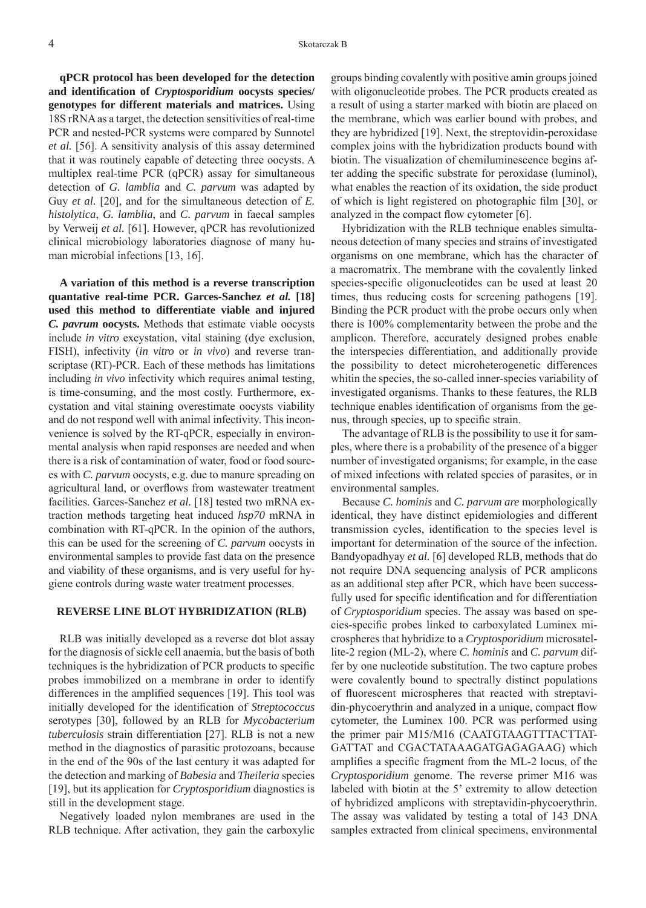**qPCR protocol has been developed for the detection and identification of *Cryptosporidium* oocysts species/ genotypes for different materials and matrices.** Using 18S rRNA as a target, the detection sensitivities of real-time PCR and nested-PCR systems were compared by Sunnotel *et al.* [56]. A sensitivity analysis of this assay determined that it was routinely capable of detecting three oocysts. A multiplex real-time PCR (qPCR) assay for simultaneous detection of *G. lamblia* and *C. parvum* was adapted by Guy *et al.* [20], and for the simultaneous detection of *E. histolytica*, *G. lamblia*, and *C. parvum* in faecal samples by Verweij *et al.* [61]. However, qPCR has revolutionized clinical microbiology laboratories diagnose of many human microbial infections [13, 16].

**A variation of this method is a reverse transcription quantative real-time PCR. Garces-Sanchez *et al.* [18] used this method to differentiate viable and injured *C. pavrum* oocysts.** Methods that estimate viable oocysts include *in vitro* excystation, vital staining (dye exclusion, FISH), infectivity (*in vitro* or *in vivo*) and reverse transcriptase (RT)-PCR. Each of these methods has limitations including *in vivo* infectivity which requires animal testing, is time-consuming, and the most costly. Furthermore, excystation and vital staining overestimate oocysts viability and do not respond well with animal infectivity. This inconvenience is solved by the RT-qPCR, especially in environmental analysis when rapid responses are needed and when there is a risk of contamination of water, food or food sources with *C. parvum* oocysts, e.g. due to manure spreading on agricultural land, or overflows from wastewater treatment facilities. Garces-Sanchez *et al.* [18] tested two mRNA extraction methods targeting heat induced *hsp70* mRNA in combination with RT-qPCR. In the opinion of the authors, this can be used for the screening of *C. parvum* oocysts in environmental samples to provide fast data on the presence and viability of these organisms, and is very useful for hygiene controls during waste water treatment processes.

## REVERSE LINE BLOT HYBRIDIZATION (RLB)

RLB was initially developed as a reverse dot blot assay for the diagnosis of sickle cell anaemia, but the basis of both techniques is the hybridization of PCR products to specific probes immobilized on a membrane in order to identify differences in the amplified sequences [19]. This tool was initially developed for the identification of *Streptococcus* serotypes [30], followed by an RLB for *Mycobacterium tuberculosis* strain differentiation [27]. RLB is not a new method in the diagnostics of parasitic protozoans, because in the end of the 90s of the last century it was adapted for the detection and marking of *Babesia* and *Theileria* species [19], but its application for *Cryptosporidium* diagnostics is still in the development stage.

Negatively loaded nylon membranes are used in the RLB technique. After activation, they gain the carboxylic groups binding covalently with positive amin groups joined with oligonucleotide probes. The PCR products created as a result of using a starter marked with biotin are placed on the membrane, which was earlier bound with probes, and they are hybridized [19]. Next, the streptovidin-peroxidase complex joins with the hybridization products bound with biotin. The visualization of chemiluminescence begins after adding the specific substrate for peroxidase (luminol), what enables the reaction of its oxidation, the side product of which is light registered on photographic film [30], or analyzed in the compact flow cytometer [6].

Hybridization with the RLB technique enables simultaneous detection of many species and strains of investigated organisms on one membrane, which has the character of a macromatrix. The membrane with the covalently linked species-specific oligonucleotides can be used at least 20 times, thus reducing costs for screening pathogens [19]. Binding the PCR product with the probe occurs only when there is 100% complementarity between the probe and the amplicon. Therefore, accurately designed probes enable the interspecies differentiation, and additionally provide the possibility to detect microheterogenetic differences whitin the species, the so-called inner-species variability of investigated organisms. Thanks to these features, the RLB technique enables identification of organisms from the genus, through species, up to specific strain.

The advantage of RLB is the possibility to use it for samples, where there is a probability of the presence of a bigger number of investigated organisms; for example, in the case of mixed infections with related species of parasites, or in environmental samples.

Because *C. hominis* and *C. parvum are* morphologically identical, they have distinct epidemiologies and different transmission cycles, identification to the species level is important for determination of the source of the infection. Bandyopadhyay *et al.* [6] developed RLB, methods that do not require DNA sequencing analysis of PCR amplicons as an additional step after PCR, which have been successfully used for specific identification and for differentiation of *Cryptosporidium* species. The assay was based on species-specific probes linked to carboxylated Luminex microspheres that hybridize to a *Cryptosporidium* microsatellite-2 region (ML-2), where *C. hominis* and *C. parvum* differ by one nucleotide substitution. The two capture probes were covalently bound to spectrally distinct populations of fluorescent microspheres that reacted with streptavidin-phycoerythrin and analyzed in a unique, compact flow cytometer, the Luminex 100. PCR was performed using the primer pair M15/M16 (CAATGTAAGTTTACTTATGATTAT and CGACTATAAAGATGAGAGAAG) which amplifies a specific fragment from the ML-2 locus, of the *Cryptosporidium* genome. The reverse primer M16 was labeled with biotin at the 5' extremity to allow detection of hybridized amplicons with streptavidin-phycoerythrin. The assay was validated by testing a total of 143 DNA samples extracted from clinical specimens, environmental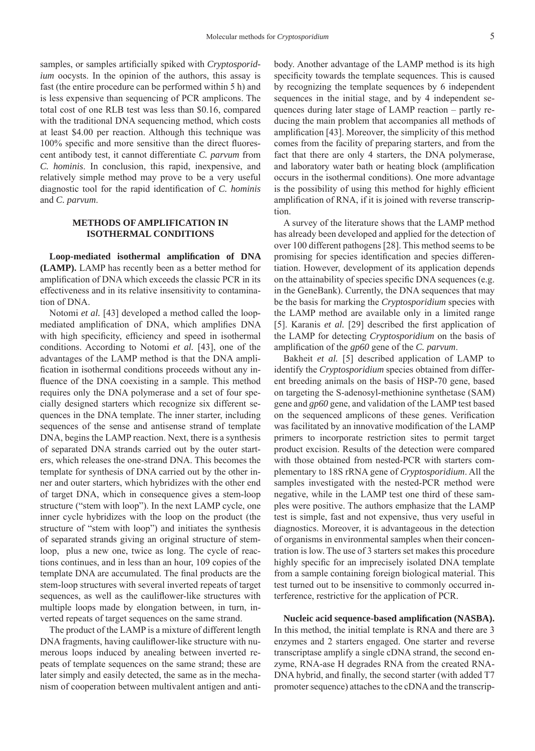samples, or samples artificially spiked with *Cryptosporidium* oocysts. In the opinion of the authors, this assay is fast (the entire procedure can be performed within 5 h) and is less expensive than sequencing of PCR amplicons. The total cost of one RLB test was less than \$0.16, compared with the traditional DNA sequencing method, which costs at least \$4.00 per reaction. Although this technique was 100% specific and more sensitive than the direct fluorescent antibody test, it cannot differentiate *C. parvum* from *C. hominis*. In conclusion, this rapid, inexpensive, and relatively simple method may prove to be a very useful diagnostic tool for the rapid identification of *C. hominis* and *C. parvum*.

## METHODS OF AMPLIFICATION IN ISOTHERMAL CONDITIONS

**Loop-mediated isothermal amplification of DNA (LAMP).** LAMP has recently been as a better method for amplification of DNA which exceeds the classic PCR in its effectiveness and in its relative insensitivity to contamination of DNA.

Notomi *et al.* [43] developed a method called the loop-mediated amplification of DNA, which amplifies DNA with high specificity, efficiency and speed in isothermal conditions. According to Notomi *et al.* [43], one of the advantages of the LAMP method is that the DNA amplification in isothermal conditions proceeds without any influence of the DNA coexisting in a sample. This method requires only the DNA polymerase and a set of four specially designed starters which recognize six different sequences in the DNA template. The inner starter, including sequences of the sense and antisense strand of template DNA, begins the LAMP reaction. Next, there is a synthesis of separated DNA strands carried out by the outer starters, which releases the one-strand DNA. This becomes the template for synthesis of DNA carried out by the other inner and outer starters, which hybridizes with the other end of target DNA, which in consequence gives a stem-loop structure ("stem with loop"). In the next LAMP cycle, one inner cycle hybridizes with the loop on the product (the structure of "stem with loop") and initiates the synthesis of separated strands giving an original structure of stem-loop, plus a new one, twice as long. The cycle of reactions continues, and in less than an hour, 109 copies of the template DNA are accumulated. The final products are the stem-loop structures with several inverted repeats of target sequences, as well as the cauliflower-like structures with multiple loops made by elongation between, in turn, inverted repeats of target sequences on the same strand.

The product of the LAMP is a mixture of different length DNA fragments, having cauliflower-like structure with numerous loops induced by anealing between inverted repeats of template sequences on the same strand; these are later simply and easily detected, the same as in the mechanism of cooperation between multivalent antigen and antibody. Another advantage of the LAMP method is its high specificity towards the template sequences. This is caused by recognizing the template sequences by 6 independent sequences in the initial stage, and by 4 independent sequences during later stage of LAMP reaction – partly reducing the main problem that accompanies all methods of amplification [43]. Moreover, the simplicity of this method comes from the facility of preparing starters, and from the fact that there are only 4 starters, the DNA polymerase, and laboratory water bath or heating block (amplification occurs in the isothermal conditions). One more advantage is the possibility of using this method for highly efficient amplification of RNA, if it is joined with reverse transcription.

A survey of the literature shows that the LAMP method has already been developed and applied for the detection of over 100 different pathogens [28]. This method seems to be promising for species identification and species differentiation. However, development of its application depends on the attainability of species specific DNA sequences (e.g. in the GeneBank). Currently, the DNA sequences that may be the basis for marking the *Cryptosporidium* species with the LAMP method are available only in a limited range [5]. Karanis *et al.* [29] described the first application of the LAMP for detecting *Cryptosporidium* on the basis of amplification of the *gp60* gene of the *C. parvum*.

Bakheit *et al.* [5] described application of LAMP to identify the *Cryptosporidium* species obtained from different breeding animals on the basis of HSP-70 gene, based on targeting the S-adenosyl-methionine synthetase (SAM) gene and *gp60* gene, and validation of the LAMP test based on the sequenced amplicons of these genes. Verification was facilitated by an innovative modification of the LAMP primers to incorporate restriction sites to permit target product excision. Results of the detection were compared with those obtained from nested-PCR with starters complementary to 18S rRNA gene of *Cryptosporidium*. All the samples investigated with the nested-PCR method were negative, while in the LAMP test one third of these samples were positive. The authors emphasize that the LAMP test is simple, fast and not expensive, thus very useful in diagnostics. Moreover, it is advantageous in the detection of organisms in environmental samples when their concentration is low. The use of 3 starters set makes this procedure highly specific for an imprecisely isolated DNA template from a sample containing foreign biological material. This test turned out to be insensitive to commonly occurred interference, restrictive for the application of PCR.

**Nucleic acid sequence-based amplification (NASBA).** In this method, the initial template is RNA and there are 3 enzymes and 2 starters engaged. One starter and reverse transcriptase amplify a single cDNA strand, the second enzyme, RNA-ase H degrades RNA from the created RNA-DNA hybrid, and finally, the second starter (with added T7 promoter sequence) attaches to the cDNA and the transcrip-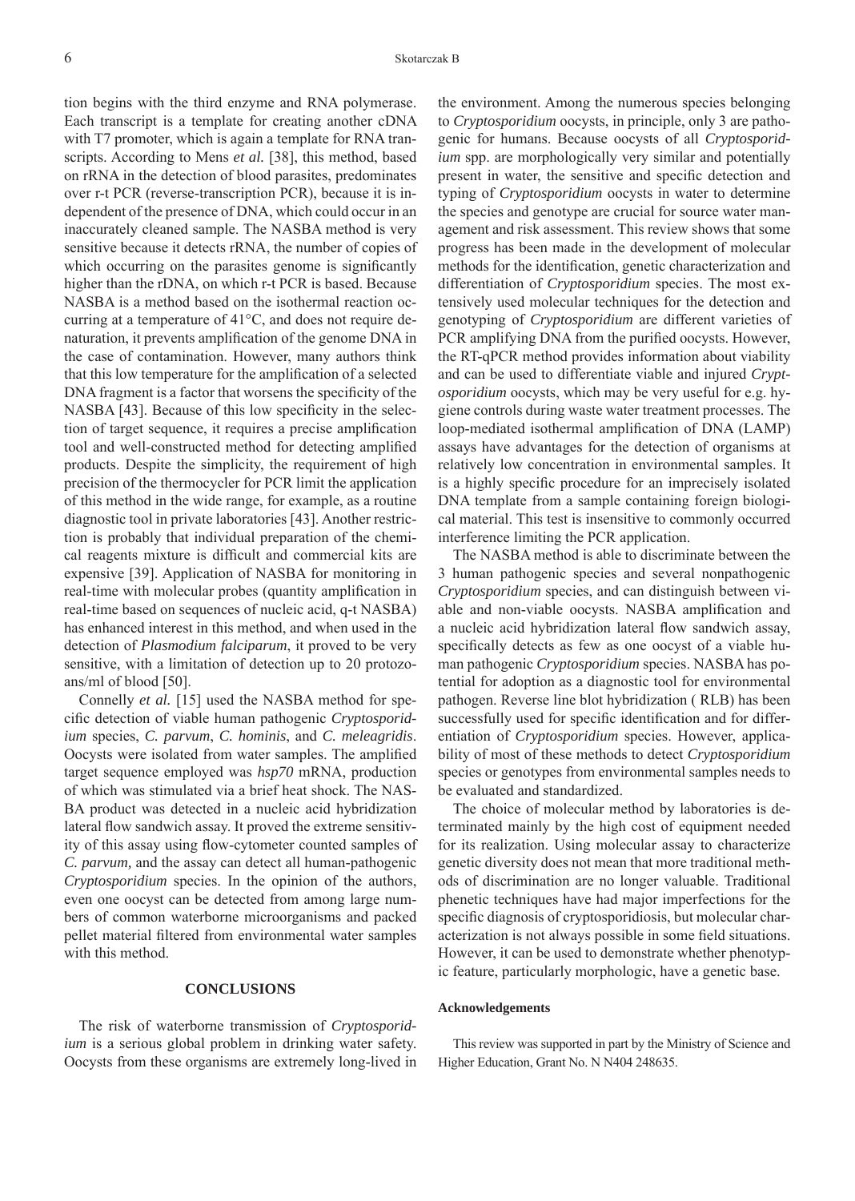tion begins with the third enzyme and RNA polymerase. Each transcript is a template for creating another cDNA with T7 promoter, which is again a template for RNA transcripts. According to Mens *et al.* [38], this method, based on rRNA in the detection of blood parasites, predominates over r-t PCR (reverse-transcription PCR), because it is independent of the presence of DNA, which could occur in an inaccurately cleaned sample. The NASBA method is very sensitive because it detects rRNA, the number of copies of which occurring on the parasites genome is significantly higher than the rDNA, on which r-t PCR is based. Because NASBA is a method based on the isothermal reaction occurring at a temperature of 41°C, and does not require denaturation, it prevents amplification of the genome DNA in the case of contamination. However, many authors think that this low temperature for the amplification of a selected DNA fragment is a factor that worsens the specificity of the NASBA [43]. Because of this low specificity in the selection of target sequence, it requires a precise amplification tool and well-constructed method for detecting amplified products. Despite the simplicity, the requirement of high precision of the thermocycler for PCR limit the application of this method in the wide range, for example, as a routine diagnostic tool in private laboratories [43]. Another restriction is probably that individual preparation of the chemical reagents mixture is difficult and commercial kits are expensive [39]. Application of NASBA for monitoring in real-time with molecular probes (quantity amplification in real-time based on sequences of nucleic acid, q-t NASBA) has enhanced interest in this method, and when used in the detection of *Plasmodium falciparum*, it proved to be very sensitive, with a limitation of detection up to 20 protozoans/ml of blood [50].

Connelly *et al.* [15] used the NASBA method for specific detection of viable human pathogenic *Cryptosporidium* species, *C. parvum*, *C. hominis*, and *C. meleagridis*. Oocysts were isolated from water samples. The amplified target sequence employed was *hsp70* mRNA, production of which was stimulated via a brief heat shock. The NASBA product was detected in a nucleic acid hybridization lateral flow sandwich assay. It proved the extreme sensitivity of this assay using flow-cytometer counted samples of *C. parvum,* and the assay can detect all human-pathogenic *Cryptosporidium* species. In the opinion of the authors, even one oocyst can be detected from among large numbers of common waterborne microorganisms and packed pellet material filtered from environmental water samples with this method.

## CONCLUSIONS

The risk of waterborne transmission of *Cryptosporidium* is a serious global problem in drinking water safety. Oocysts from these organisms are extremely long-lived in the environment. Among the numerous species belonging to *Cryptosporidium* oocysts, in principle, only 3 are pathogenic for humans. Because oocysts of all *Cryptosporidium* spp. are morphologically very similar and potentially present in water, the sensitive and specific detection and typing of *Cryptosporidium* oocysts in water to determine the species and genotype are crucial for source water management and risk assessment. This review shows that some progress has been made in the development of molecular methods for the identification, genetic characterization and differentiation of *Cryptosporidium* species. The most extensively used molecular techniques for the detection and genotyping of *Cryptosporidium* are different varieties of PCR amplifying DNA from the purified oocysts. However, the RT-qPCR method provides information about viability and can be used to differentiate viable and injured *Cryptosporidium* oocysts, which may be very useful for e.g. hygiene controls during waste water treatment processes. The loop-mediated isothermal amplification of DNA (LAMP) assays have advantages for the detection of organisms at relatively low concentration in environmental samples. It is a highly specific procedure for an imprecisely isolated DNA template from a sample containing foreign biological material. This test is insensitive to commonly occurred interference limiting the PCR application.

The NASBA method is able to discriminate between the 3 human pathogenic species and several nonpathogenic *Cryptosporidium* species, and can distinguish between viable and non-viable oocysts. NASBA amplification and a nucleic acid hybridization lateral flow sandwich assay, specifically detects as few as one oocyst of a viable human pathogenic *Cryptosporidium* species. NASBA has potential for adoption as a diagnostic tool for environmental pathogen. Reverse line blot hybridization ( RLB) has been successfully used for specific identification and for differentiation of *Cryptosporidium* species. However, applicability of most of these methods to detect *Cryptosporidium* species or genotypes from environmental samples needs to be evaluated and standardized.

The choice of molecular method by laboratories is determinated mainly by the high cost of equipment needed for its realization. Using molecular assay to characterize genetic diversity does not mean that more traditional methods of discrimination are no longer valuable. Traditional phenetic techniques have had major imperfections for the specific diagnosis of cryptosporidiosis, but molecular characterization is not always possible in some field situations. However, it can be used to demonstrate whether phenotypic feature, particularly morphologic, have a genetic base.

#### Acknowledgements

This review was supported in part by the Ministry of Science and Higher Education, Grant No. N N404 248635.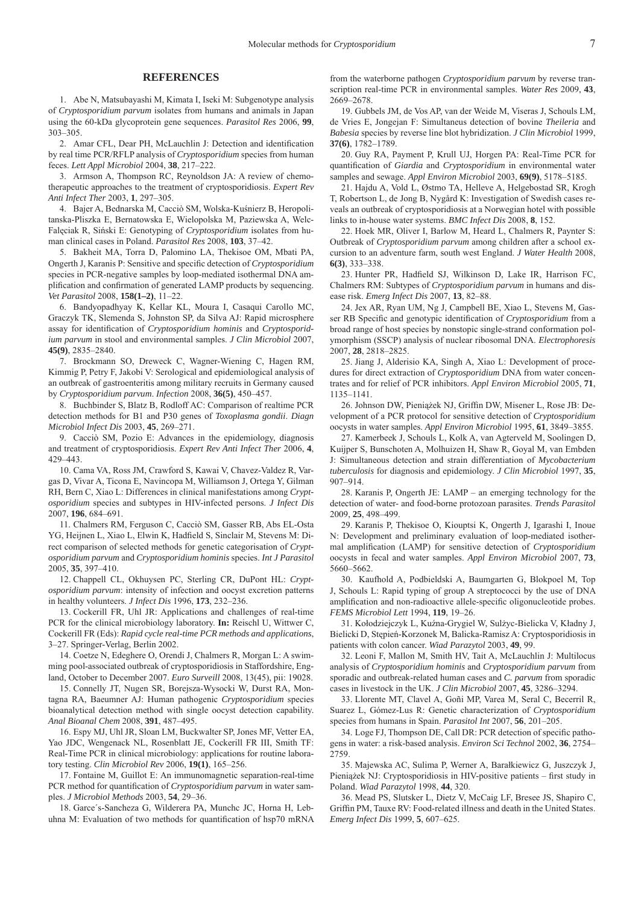## REFERENCES

1. Abe N, Matsubayashi M, Kimata I, Iseki M: Subgenotype analysis of *Cryptosporidium parvum* isolates from humans and animals in Japan using the 60-kDa glycoprotein gene sequences. *Parasitol Res* 2006, **99**, 303–305.

2. Amar CFL, Dear PH, McLauchlin J: Detection and identification by real time PCR/RFLP analysis of *Cryptosporidium* species from human feces. *Lett Appl Microbiol* 2004, **38**, 217–222.

3. Armson A, Thompson RC, Reynoldson JA: A review of chemotherapeutic approaches to the treatment of cryptosporidiosis. *Expert Rev Anti Infect Ther* 2003, **1**, 297–305.

4. Bajer A, Bednarska M, Cacciò SM, Wolska-Kuśnierz B, Heropolitanska-Pliszka E, Bernatowska E, Wielopolska M, Paziewska A, Welc-Falęciak R, Siński E: Genotyping of *Cryptosporidium* isolates from human clinical cases in Poland. *Parasitol Res* 2008, **103**, 37–42.

5. Bakheit MA, Torra D, Palomino LA, Thekisoe OM, Mbati PA, Ongerth J, Karanis P: Sensitive and specific detection of *Cryptosporidium* species in PCR-negative samples by loop-mediated isothermal DNA amplification and confirmation of generated LAMP products by sequencing. *Vet Parasitol* 2008, **158(1–2)**, 11–22.

6. Bandyopadhyay K, Kellar KL, Moura I, Casaqui Carollo MC, Graczyk TK, Slemenda S, Johnston SP, da Silva AJ: Rapid microsphere assay for identification of *Cryptosporidium hominis* and *Cryptosporidium parvum* in stool and environmental samples. *J Clin Microbiol* 2007, **45(9)**, 2835–2840.

7. Brockmann SO, Dreweck C, Wagner-Wiening C, Hagen RM, Kimmig P, Petry F, Jakobi V: Serological and epidemiological analysis of an outbreak of gastroenteritis among military recruits in Germany caused by *Cryptosporidium parvum*. *Infection* 2008, **36(5)**, 450–457.

8. Buchbinder S, Blatz B, Rodloff AC: Comparison of realtime PCR detection methods for B1 and P30 genes of *Toxoplasma gondii*. *Diagn Microbiol Infect Dis* 2003, **45**, 269–271.

9. Cacciò SM, Pozio E: Advances in the epidemiology, diagnosis and treatment of cryptosporidiosis. *Expert Rev Anti Infect Ther* 2006, **4**, 429–443.

10. Cama VA, Ross JM, Crawford S, Kawai V, Chavez-Valdez R, Vargas D, Vivar A, Ticona E, Navincopa M, Williamson J, Ortega Y, Gilman RH, Bern C, Xiao L: Differences in clinical manifestations among *Cryptosporidium* species and subtypes in HIV-infected persons. *J Infect Dis* 2007, **196**, 684–691.

11. Chalmers RM, Ferguson C, Cacciò SM, Gasser RB, Abs EL-Osta YG, Heijnen L, Xiao L, Elwin K, Hadfield S, Sinclair M, Stevens M: Direct comparison of selected methods for genetic categorisation of *Cryptosporidium parvum* and *Cryptosporidium hominis* species. *Int J Parasitol* 2005, **35**, 397–410.

12. Chappell CL, Okhuysen PC, Sterling CR, DuPont HL: *Cryptosporidium parvum*: intensity of infection and oocyst excretion patterns in healthy volunteers. *J Infect Dis* 1996, **173**, 232–236.

13. Cockerill FR, Uhl JR: Applications and challenges of real-time PCR for the clinical microbiology laboratory. **In:** Reischl U, Wittwer C, Cockerill FR (Eds): *Rapid cycle real-time PCR methods and applications*, 3–27. Springer-Verlag, Berlin 2002.

14. Coetze N, Edeghere O, Orendi J, Chalmers R, Morgan L: A swimming pool-associated outbreak of cryptosporidiosis in Staffordshire, England, October to December 2007. *Euro Surveill* 2008, 13(45), pii: 19028.

15. Connelly JT, Nugen SR, Borejsza-Wysocki W, Durst RA, Montagna RA, Baeumner AJ: Human pathogenic *Cryptosporidium* species bioanalytical detection method with single oocyst detection capability. *Anal Bioanal Chem* 2008, **391**, 487–495.

16. Espy MJ, Uhl JR, Sloan LM, Buckwalter SP, Jones MF, Vetter EA, Yao JDC, Wengenack NL, Rosenblatt JE, Cockerill FR III, Smith TF: Real-Time PCR in clinical microbiology: applications for routine laboratory testing. *Clin Microbiol Rev* 2006, **19(1)**, 165–256.

17. Fontaine M, Guillot E: An immunomagnetic separation-real-time PCR method for quantification of *Cryptosporidium parvum* in water samples. *J Microbiol Methods* 2003, **54**, 29–36.

18. Garce´s-Sancheza G, Wilderera PA, Munchc JC, Horna H, Lebuhna M: Evaluation of two methods for quantification of hsp70 mRNA from the waterborne pathogen *Cryptosporidium parvum* by reverse transcription real-time PCR in environmental samples. *Water Res* 2009, **43**, 2669–2678.

19. Gubbels JM, de Vos AP, van der Weide M, Viseras J, Schouls LM, de Vries E, Jongejan F: Simultaneous detection of bovine *Theileria* and *Babesia* species by reverse line blot hybridization. *J Clin Microbiol* 1999, **37(6)**, 1782–1789.

20. Guy RA, Payment P, Krull UJ, Horgen PA: Real-Time PCR for quantification of *Giardia* and *Cryptosporidium* in environmental water samples and sewage. *Appl Environ Microbiol* 2003, **69(9)**, 5178–5185.

21. Hajdu A, Vold L, Østmo TA, Helleve A, Helgebostad SR, Krogh T, Robertson L, de Jong B, Nygård K: Investigation of Swedish cases reveals an outbreak of cryptosporidiosis at a Norwegian hotel with possible links to in-house water systems. *BMC Infect Dis* 2008, **8**, 152.

22. Hoek MR, Oliver I, Barlow M, Heard L, Chalmers R, Paynter S: Outbreak of *Cryptosporidium parvum* among children after a school excursion to an adventure farm, south west England. *J Water Health* 2008, **6(3)**, 333–338.

23. Hunter PR, Hadfield SJ, Wilkinson D, Lake IR, Harrison FC, Chalmers RM: Subtypes of *Cryptosporidium parvum* in humans and disease risk. *Emerg Infect Dis* 2007, **13**, 82–88.

24. Jex AR, Ryan UM, Ng J, Campbell BE, Xiao L, Stevens M, Gasser RB Specific and genotypic identification of *Cryptosporidium* from a broad range of host species by nonstopic single-strand conformation polymorphism (SSCP) analysis of nuclear ribosomal DNA. *Electrophoresis* 2007, **28**, 2818–2825.

25. Jiang J, Alderisio KA, Singh A, Xiao L: Development of procedures for direct extraction of *Cryptosporidium* DNA from water concentrates and for relief of PCR inhibitors. *Appl Environ Microbiol* 2005, **71**, 1135–1141.

26. Johnson DW, Pieniążek NJ, Griffin DW, Misener L, Rose JB: Development of a PCR protocol for sensitive detection of *Cryptosporidium* oocysts in water samples. *Appl Environ Microbiol* 1995, **61**, 3849–3855.

27. Kamerbeek J, Schouls L, Kolk A, van Agterveld M, Soolingen D, Kuijper S, Bunschoten A, Molhuizen H, Shaw R, Goyal M, van Embden J: Simultaneous detection and strain differentiation of *Mycobacterium tuberculosis* for diagnosis and epidemiology. *J Clin Microbiol* 1997, **35**, 907–914.

28. Karanis P, Ongerth JE: LAMP – an emerging technology for the detection of water- and food-borne protozoan parasites. *Trends Parasitol* 2009, **25**, 498–499.

29. Karanis P, Thekisoe O, Kiouptsi K, Ongerth J, Igarashi I, Inoue N: Development and preliminary evaluation of loop-mediated isothermal amplification (LAMP) for sensitive detection of *Cryptosporidium* oocysts in fecal and water samples. *Appl Environ Microbiol* 2007, **73**, 5660–5662.

30. Kaufhold A, Podbieldski A, Baumgarten G, Blokpoel M, Top J, Schouls L: Rapid typing of group A streptococci by the use of DNA amplification and non-radioactive allele-specific oligonucleotide probes. *FEMS Microbiol Lett* 1994, **119**, 19–26.

31. Kołodziejczyk L, Kuźna-Grygiel W, Sulżyc-Bielicka V, Kładny J, Bielicki D, Stępień-Korzonek M, Balicka-Ramisz A: Cryptosporidiosis in patients with colon cancer. *Wiad Parazytol* 2003, **49**, 99.

32. Leoni F, Mallon M, Smith HV, Tait A, McLauchlin J: Multilocus analysis of *Cryptosporidium hominis* and *Cryptosporidium parvum* from sporadic and outbreak-related human cases and *C. parvum* from sporadic cases in livestock in the UK. *J Clin Microbiol* 2007, **45**, 3286–3294.

33. Llorente MT, Clavel A, Goñi MP, Varea M, Seral C, Becerril R, Suarez L, Gómez-Lus R: Genetic characterization of *Cryptosporidium* species from humans in Spain. *Parasitol Int* 2007, **56**, 201–205.

34. Loge FJ, Thompson DE, Call DR: PCR detection of specific pathogens in water: a risk-based analysis. *Environ Sci Technol* 2002, **36**, 2754–2759.

35. Majewska AC, Sulima P, Werner A, Barałkiewicz G, Juszczyk J, Pieniążek NJ: Cryptosporidiosis in HIV-positive patients – first study in Poland. *Wiad Parazytol* 1998, **44**, 320.

36. Mead PS, Slutsker L, Dietz V, McCaig LF, Bresee JS, Shapiro C, Griffin PM, Tauxe RV: Food-related illness and death in the United States. *Emerg Infect Dis* 1999, **5**, 607–625.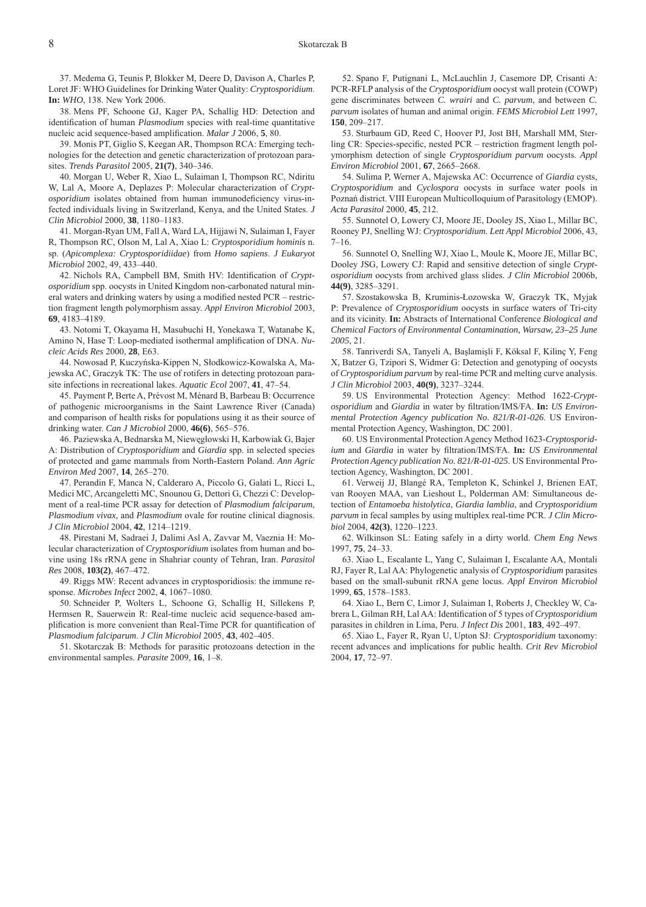37. Medema G, Teunis P, Blokker M, Deere D, Davison A, Charles P, Loret JF: WHO Guidelines for Drinking Water Quality: *Cryptosporidium*. **In:** *WHO*, 138. New York 2006.

38. Mens PF, Schoone GJ, Kager PA, Schallig HD: Detection and identification of human *Plasmodium* species with real-time quantitative nucleic acid sequence-based amplification. *Malar J* 2006, **5**, 80.

39. Monis PT, Giglio S, Keegan AR, Thompson RCA: Emerging technologies for the detection and genetic characterization of protozoan parasites. *Trends Parasitol* 2005, **21(7)**, 340–346.

40. Morgan U, Weber R, Xiao L, Sulaiman I, Thompson RC, Ndiritu W, Lal A, Moore A, Deplazes P: Molecular characterization of *Cryptosporidium* isolates obtained from human immunodeficiency virus-infected individuals living in Switzerland, Kenya, and the United States. *J Clin Microbiol* 2000, **38**, 1180–1183.

41. Morgan-Ryan UM, Fall A, Ward LA, Hijjawi N, Sulaiman I, Fayer R, Thompson RC, Olson M, Lal A, Xiao L: *Cryptosporidium hominis* n. sp. (*Apicomplexa: Cryptosporidiidae*) from *Homo sapiens*. *J Eukaryot Microbiol* 2002, 49, 433–440.

42. Nichols RA, Campbell BM, Smith HV: Identification of *Cryptosporidium* spp. oocysts in United Kingdom non-carbonated natural mineral waters and drinking waters by using a modified nested PCR – restriction fragment length polymorphism assay. *Appl Environ Microbiol* 2003, **69**, 4183–4189.

43. Notomi T, Okayama H, Masubuchi H, Yonekawa T, Watanabe K, Amino N, Hase T: Loop-mediated isothermal amplification of DNA. *Nucleic Acids Res* 2000, **28**, E63.

44. Nowosad P, Kuczyńska-Kippen N, Słodkowicz-Kowalska A, Majewska AC, Graczyk TK: The use of rotifers in detecting protozoan parasite infections in recreational lakes. *Aquatic Ecol* 2007, **41**, 47–54.

45. Payment P, Berte A, Prévost M, Ménard B, Barbeau B: Occurrence of pathogenic microorganisms in the Saint Lawrence River (Canada) and comparison of health risks for populations using it as their source of drinking water. *Can J Microbiol* 2000, **46(6)**, 565–576.

46. Paziewska A, Bednarska M, Niewęgłowski H, Karbowiak G, Bajer A: Distribution of *Cryptosporidium* and *Giardia* spp. in selected species of protected and game mammals from North-Eastern Poland. *Ann Agric Environ Med* 2007, **14**, 265–270.

47. Perandin F, Manca N, Calderaro A, Piccolo G, Galati L, Ricci L, Medici MC, Arcangeletti MC, Snounou G, Dettori G, Chezzi C: Development of a real-time PCR assay for detection of *Plasmodium falciparum*, *Plasmodium vivax*, and *Plasmodium* ovale for routine clinical diagnosis. *J Clin Microbiol* 2004, **42**, 1214–1219.

48. Pirestani M, Sadraei J, Dalimi Asl A, Zavvar M, Vaeznia H: Molecular characterization of *Cryptosporidium* isolates from human and bovine using 18s rRNA gene in Shahriar county of Tehran, Iran. *Parasitol Res* 2008, **103(2)**, 467–472.

49. Riggs MW: Recent advances in cryptosporidiosis: the immune response. *Microbes Infect* 2002, **4**, 1067–1080.

50. Schneider P, Wolters L, Schoone G, Schallig H, Sillekens P, Hermsen R, Sauerwein R: Real-time nucleic acid sequence-based amplification is more convenient than Real-Time PCR for quantification of *Plasmodium falciparum*. *J Clin Microbiol* 2005, **43**, 402–405.

51. Skotarczak B: Methods for parasitic protozoans detection in the environmental samples. *Parasite* 2009, **16**, 1–8.

52. Spano F, Putignani L, McLauchlin J, Casemore DP, Crisanti A: PCR-RFLP analysis of the *Cryptosporidium* oocyst wall protein (COWP) gene discriminates between *C. wrairi* and *C. parvum*, and between *C. parvum* isolates of human and animal origin. *FEMS Microbiol Lett* 1997, **150**, 209–217.

53. Sturbaum GD, Reed C, Hoover PJ, Jost BH, Marshall MM, Sterling CR: Species-specific, nested PCR – restriction fragment length polymorphism detection of single *Cryptosporidium parvum* oocysts. *Appl Environ Microbiol* 2001, **67**, 2665–2668.

54. Sulima P, Werner A, Majewska AC: Occurrence of *Giardia* cysts, *Cryptosporidium* and *Cyclospora* oocysts in surface water pools in Poznań district. VIII European Multicolloquium of Parasitology (EMOP). *Acta Parasitol* 2000, **45**, 212.

55. Sunnotel O, Lowery CJ, Moore JE, Dooley JS, Xiao L, Millar BC, Rooney PJ, Snelling WJ: *Cryptosporidium. Lett Appl Microbiol* 2006, 43, 7–16.

56. Sunnotel O, Snelling WJ, Xiao L, Moule K, Moore JE, Millar BC, Dooley JSG, Lowery CJ: Rapid and sensitive detection of single *Cryptosporidium* oocysts from archived glass slides. *J Clin Microbiol* 2006b, **44(9)**, 3285–3291.

57. Szostakowska B, Kruminis-Łozowska W, Graczyk TK, Myjak P: Prevalence of *Cryptosporidium* oocysts in surface waters of Tri-city and its vicinity. **In:** Abstracts of International Conference *Biological and Chemical Factors of Environmental Contamination, Warsaw, 23–25 June 2005*, 21.

58. Tanriverdi SA, Tanyeli A, Başlamişli F, Köksal F, Kilinç Y, Feng X, Batzer G, Tzipori S, Widmer G: Detection and genotyping of oocysts of *Cryptosporidium parvum* by real-time PCR and melting curve analysis. *J Clin Microbiol* 2003, **40(9)**, 3237–3244.

59. US Environmental Protection Agency: Method 1622-*Cryptosporidium* and *Giardia* in water by filtration/IMS/FA. **In:** *US Environmental Protection Agency publication No. 821/R-01-026*. US Environmental Protection Agency, Washington, DC 2001.

60. US Environmental Protection Agency Method 1623-*Cryptosporidium* and *Giardia* in water by filtration/IMS/FA. **In:** *US Environmental Protection Agency publication No. 821/R-01-025*. US Environmental Protection Agency, Washington, DC 2001.

61. Verweij JJ, Blangé RA, Templeton K, Schinkel J, Brienen EAT, van Rooyen MAA, van Lieshout L, Polderman AM: Simultaneous detection of *Entamoeba histolytica*, *Giardia lamblia*, and *Cryptosporidium parvum* in fecal samples by using multiplex real-time PCR. *J Clin Microbiol* 2004, **42(3)**, 1220–1223.

62. Wilkinson SL: Eating safely in a dirty world. *Chem Eng News* 1997, **75**, 24–33.

63. Xiao L, Escalante L, Yang C, Sulaiman I, Escalante AA, Montali RJ, Fayer R, Lal AA: Phylogenetic analysis of *Cryptosporidium* parasites based on the small-subunit rRNA gene locus. *Appl Environ Microbiol* 1999, **65**, 1578–1583.

64. Xiao L, Bern C, Limor J, Sulaiman I, Roberts J, Checkley W, Cabrera L, Gilman RH, Lal AA: Identification of 5 types of *Cryptosporidium* parasites in children in Lima, Peru. *J Infect Dis* 2001, **183**, 492–497.

65. Xiao L, Fayer R, Ryan U, Upton SJ: *Cryptosporidium* taxonomy: recent advances and implications for public health. *Crit Rev Microbiol* 2004, **17**, 72–97.